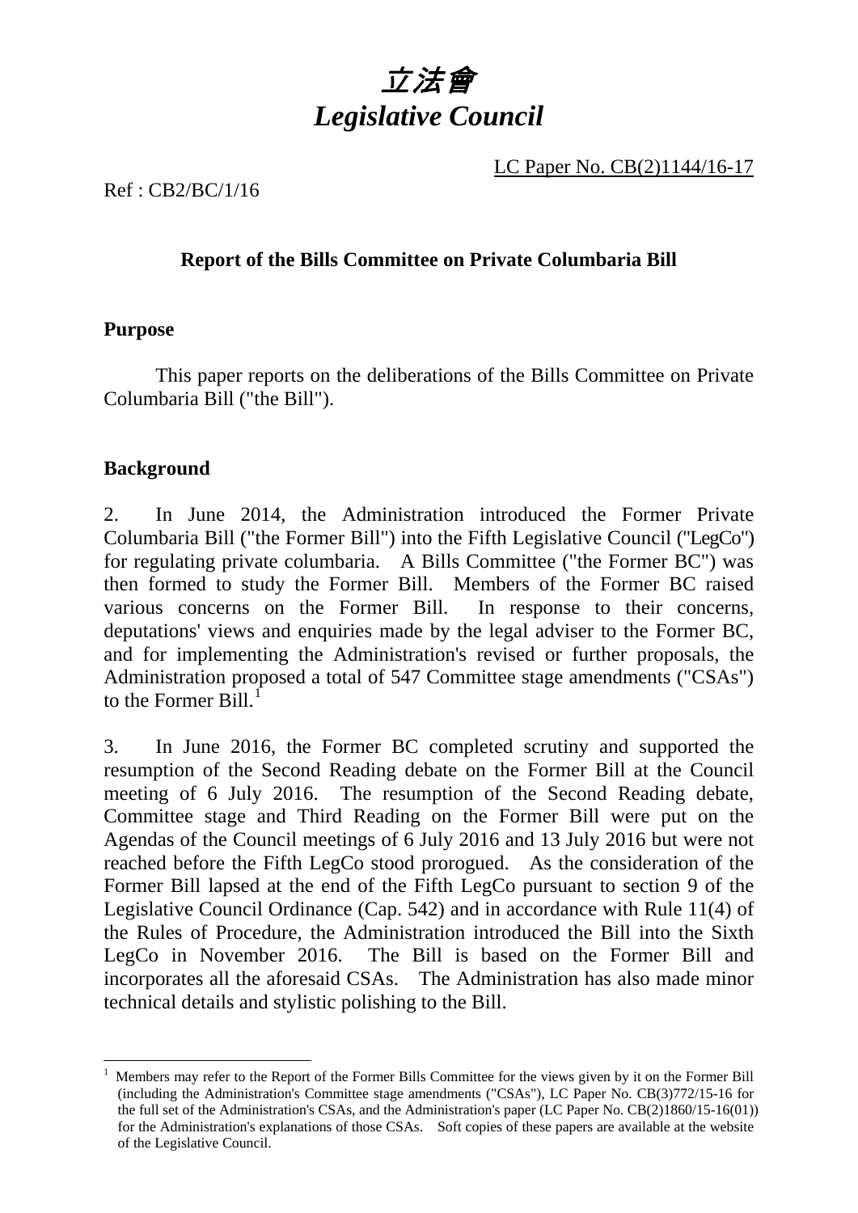# *立法會*
# *Legislative Council*

LC Paper No. CB(2)1144/16-17

Ref : CB2/BC/1/16

### Report of the Bills Committee on Private Columbaria Bill

**Purpose**

This paper reports on the deliberations of the Bills Committee on Private Columbaria Bill ("the Bill").

**Background**

2. In June 2014, the Administration introduced the Former Private Columbaria Bill ("the Former Bill") into the Fifth Legislative Council ("LegCo") for regulating private columbaria. A Bills Committee ("the Former BC") was then formed to study the Former Bill. Members of the Former BC raised various concerns on the Former Bill. In response to their concerns, deputations' views and enquiries made by the legal adviser to the Former BC, and for implementing the Administration's revised or further proposals, the Administration proposed a total of 547 Committee stage amendments ("CSAs") to the Former Bill.[1]

3. In June 2016, the Former BC completed scrutiny and supported the resumption of the Second Reading debate on the Former Bill at the Council meeting of 6 July 2016. The resumption of the Second Reading debate, Committee stage and Third Reading on the Former Bill were put on the Agendas of the Council meetings of 6 July 2016 and 13 July 2016 but were not reached before the Fifth LegCo stood prorogued. As the consideration of the Former Bill lapsed at the end of the Fifth LegCo pursuant to section 9 of the Legislative Council Ordinance (Cap. 542) and in accordance with Rule 11(4) of the Rules of Procedure, the Administration introduced the Bill into the Sixth LegCo in November 2016. The Bill is based on the Former Bill and incorporates all the aforesaid CSAs. The Administration has also made minor technical details and stylistic polishing to the Bill.

---

[1] Members may refer to the Report of the Former Bills Committee for the views given by it on the Former Bill (including the Administration's Committee stage amendments ("CSAs"), LC Paper No. CB(3)772/15-16 for the full set of the Administration's CSAs, and the Administration's paper (LC Paper No. CB(2)1860/15-16(01)) for the Administration's explanations of those CSAs. Soft copies of these papers are available at the website of the Legislative Council.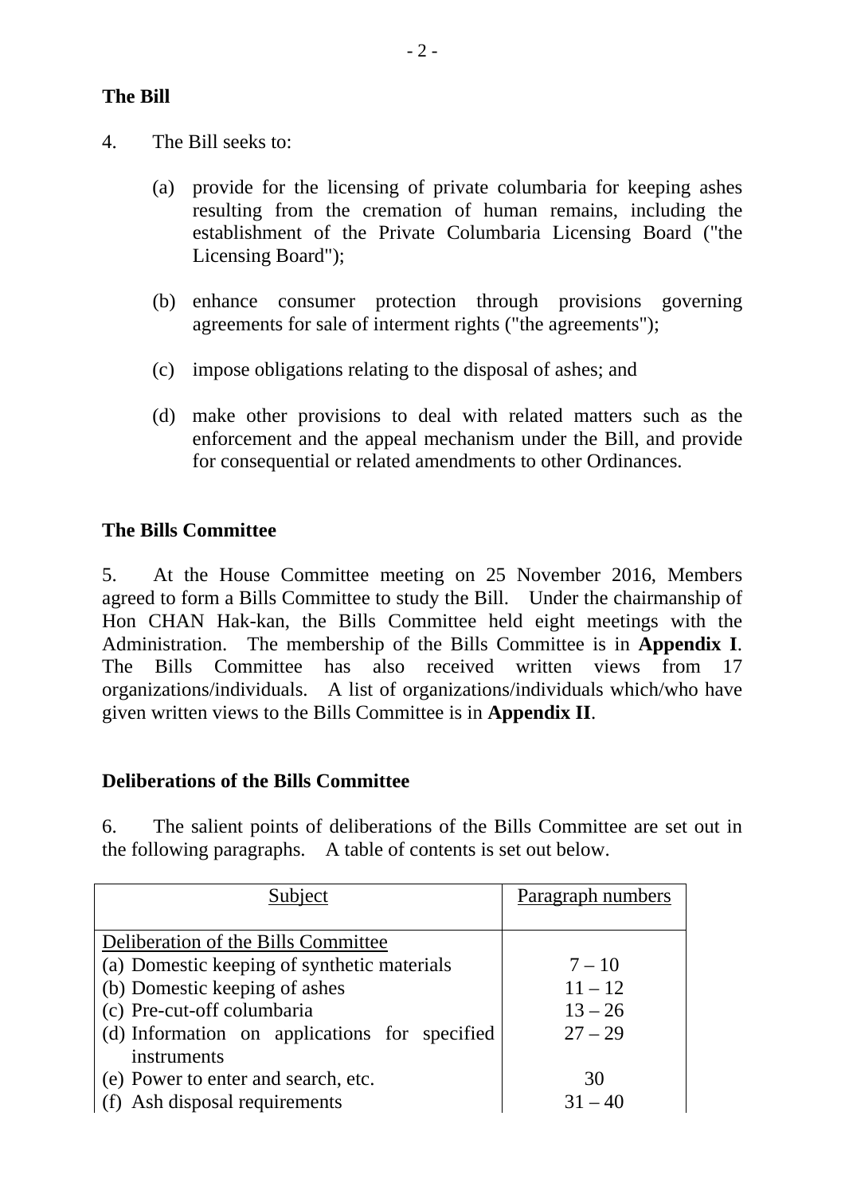**The Bill**

4. The Bill seeks to:

(a) provide for the licensing of private columbaria for keeping ashes resulting from the cremation of human remains, including the establishment of the Private Columbaria Licensing Board ("the Licensing Board");

(b) enhance consumer protection through provisions governing agreements for sale of interment rights ("the agreements");

(c) impose obligations relating to the disposal of ashes; and

(d) make other provisions to deal with related matters such as the enforcement and the appeal mechanism under the Bill, and provide for consequential or related amendments to other Ordinances.

**The Bills Committee**

5. At the House Committee meeting on 25 November 2016, Members agreed to form a Bills Committee to study the Bill. Under the chairmanship of Hon CHAN Hak-kan, the Bills Committee held eight meetings with the Administration. The membership of the Bills Committee is in **Appendix I**. The Bills Committee has also received written views from 17 organizations/individuals. A list of organizations/individuals which/who have given written views to the Bills Committee is in **Appendix II**.

**Deliberations of the Bills Committee**

6. The salient points of deliberations of the Bills Committee are set out in the following paragraphs. A table of contents is set out below.

| Subject | Paragraph numbers |
|---|---|
| Deliberation of the Bills Committee | |
| (a) Domestic keeping of synthetic materials | 7 – 10 |
| (b) Domestic keeping of ashes | 11 – 12 |
| (c) Pre-cut-off columbaria | 13 – 26 |
| (d) Information on applications for specified instruments | 27 – 29 |
| (e) Power to enter and search, etc. | 30 |
| (f) Ash disposal requirements | 31 – 40 |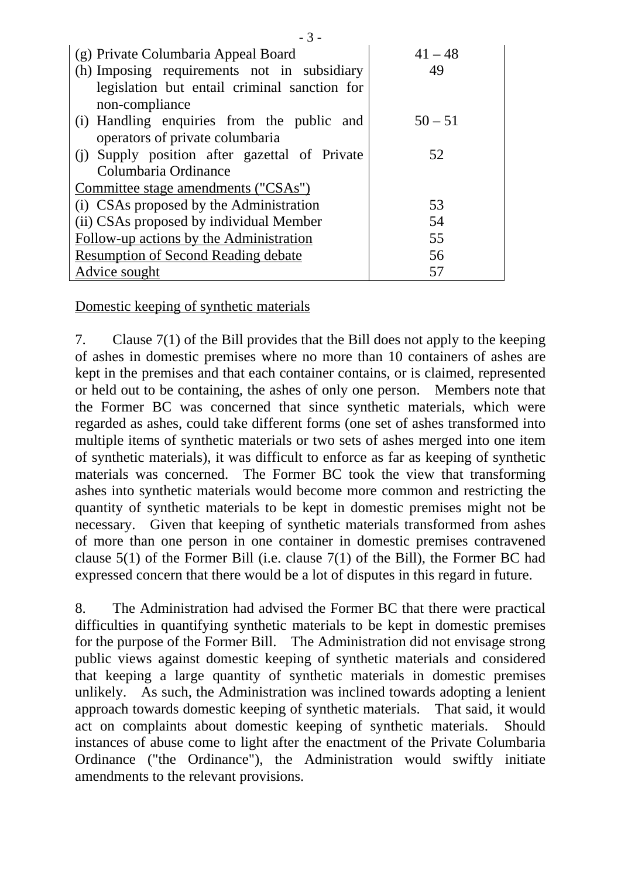| | |
|---|---|
| (g) Private Columbaria Appeal Board | 41 – 48 |
| (h) Imposing requirements not in subsidiary legislation but entail criminal sanction for non-compliance | 49 |
| (i) Handling enquiries from the public and operators of private columbaria | 50 – 51 |
| (j) Supply position after gazettal of Private Columbaria Ordinance | 52 |
| Committee stage amendments ("CSAs") | |
| (i) CSAs proposed by the Administration | 53 |
| (ii) CSAs proposed by individual Member | 54 |
| Follow-up actions by the Administration | 55 |
| Resumption of Second Reading debate | 56 |
| Advice sought | 57 |

Domestic keeping of synthetic materials

7. Clause 7(1) of the Bill provides that the Bill does not apply to the keeping of ashes in domestic premises where no more than 10 containers of ashes are kept in the premises and that each container contains, or is claimed, represented or held out to be containing, the ashes of only one person. Members note that the Former BC was concerned that since synthetic materials, which were regarded as ashes, could take different forms (one set of ashes transformed into multiple items of synthetic materials or two sets of ashes merged into one item of synthetic materials), it was difficult to enforce as far as keeping of synthetic materials was concerned. The Former BC took the view that transforming ashes into synthetic materials would become more common and restricting the quantity of synthetic materials to be kept in domestic premises might not be necessary. Given that keeping of synthetic materials transformed from ashes of more than one person in one container in domestic premises contravened clause 5(1) of the Former Bill (i.e. clause 7(1) of the Bill), the Former BC had expressed concern that there would be a lot of disputes in this regard in future.

8. The Administration had advised the Former BC that there were practical difficulties in quantifying synthetic materials to be kept in domestic premises for the purpose of the Former Bill. The Administration did not envisage strong public views against domestic keeping of synthetic materials and considered that keeping a large quantity of synthetic materials in domestic premises unlikely. As such, the Administration was inclined towards adopting a lenient approach towards domestic keeping of synthetic materials. That said, it would act on complaints about domestic keeping of synthetic materials. Should instances of abuse come to light after the enactment of the Private Columbaria Ordinance ("the Ordinance"), the Administration would swiftly initiate amendments to the relevant provisions.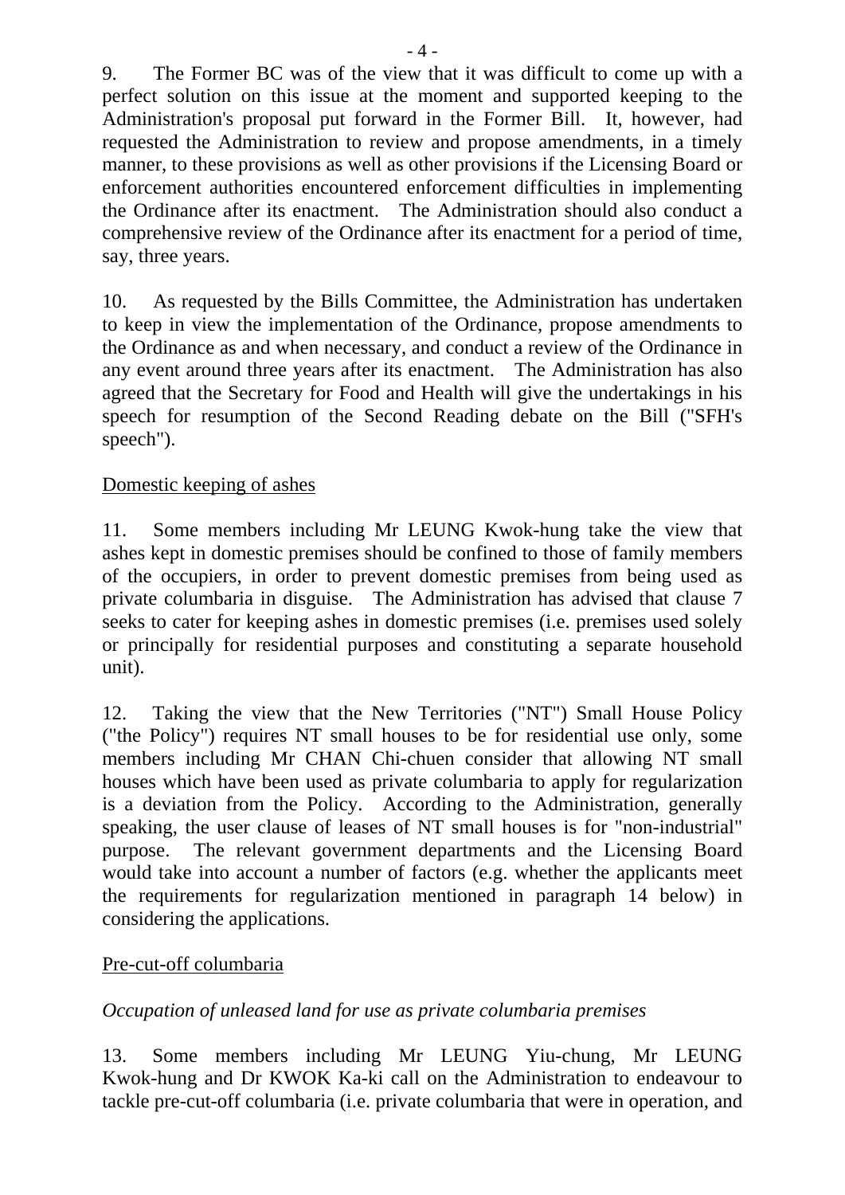9. The Former BC was of the view that it was difficult to come up with a perfect solution on this issue at the moment and supported keeping to the Administration's proposal put forward in the Former Bill. It, however, had requested the Administration to review and propose amendments, in a timely manner, to these provisions as well as other provisions if the Licensing Board or enforcement authorities encountered enforcement difficulties in implementing the Ordinance after its enactment. The Administration should also conduct a comprehensive review of the Ordinance after its enactment for a period of time, say, three years.

10. As requested by the Bills Committee, the Administration has undertaken to keep in view the implementation of the Ordinance, propose amendments to the Ordinance as and when necessary, and conduct a review of the Ordinance in any event around three years after its enactment. The Administration has also agreed that the Secretary for Food and Health will give the undertakings in his speech for resumption of the Second Reading debate on the Bill ("SFH's speech").

<u>Domestic keeping of ashes</u>

11. Some members including Mr LEUNG Kwok-hung take the view that ashes kept in domestic premises should be confined to those of family members of the occupiers, in order to prevent domestic premises from being used as private columbaria in disguise. The Administration has advised that clause 7 seeks to cater for keeping ashes in domestic premises (i.e. premises used solely or principally for residential purposes and constituting a separate household unit).

12. Taking the view that the New Territories ("NT") Small House Policy ("the Policy") requires NT small houses to be for residential use only, some members including Mr CHAN Chi-chuen consider that allowing NT small houses which have been used as private columbaria to apply for regularization is a deviation from the Policy. According to the Administration, generally speaking, the user clause of leases of NT small houses is for "non-industrial" purpose. The relevant government departments and the Licensing Board would take into account a number of factors (e.g. whether the applicants meet the requirements for regularization mentioned in paragraph 14 below) in considering the applications.

<u>Pre-cut-off columbaria</u>

*Occupation of unleased land for use as private columbaria premises*

13. Some members including Mr LEUNG Yiu-chung, Mr LEUNG Kwok-hung and Dr KWOK Ka-ki call on the Administration to endeavour to tackle pre-cut-off columbaria (i.e. private columbaria that were in operation, and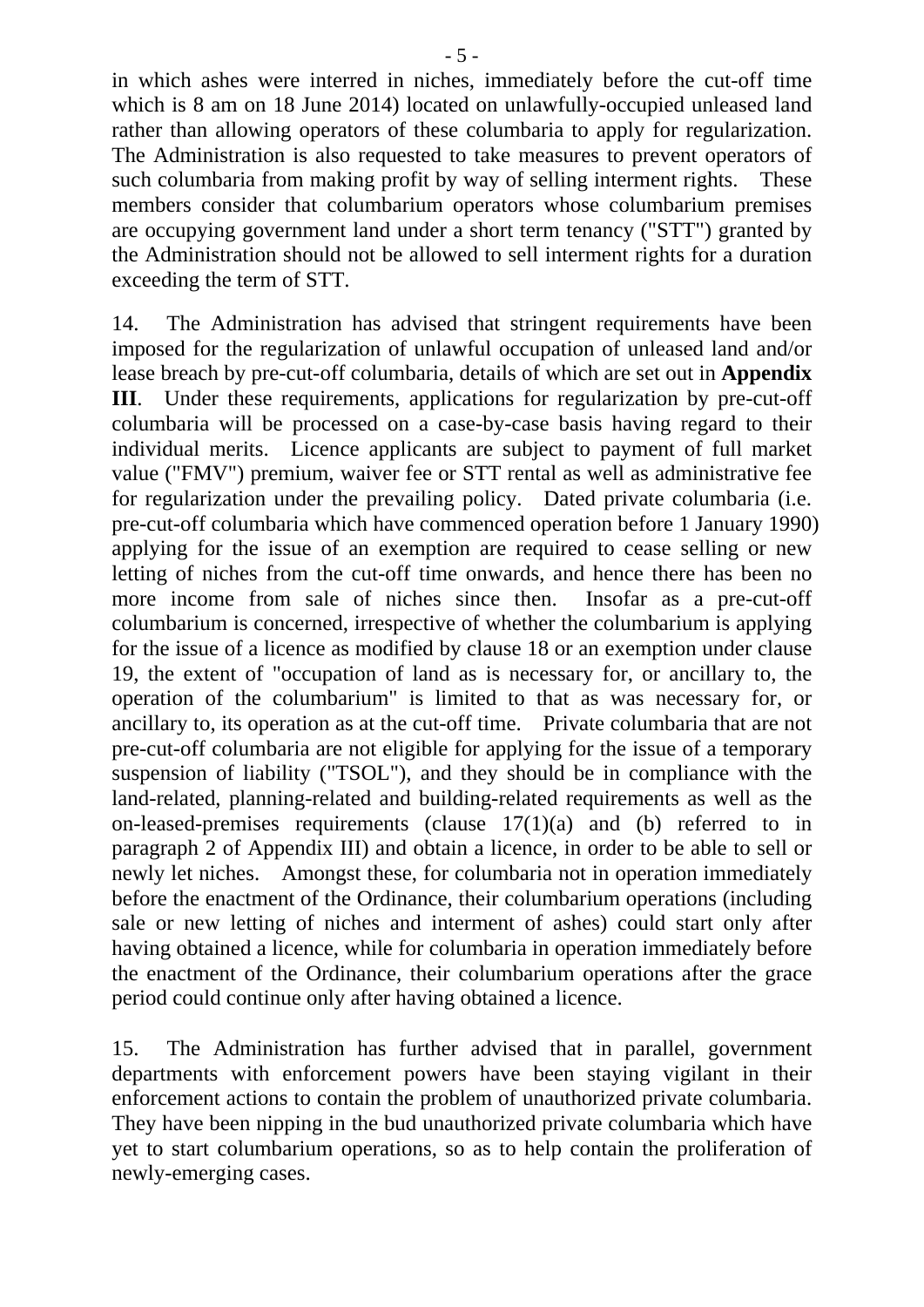in which ashes were interred in niches, immediately before the cut-off time which is 8 am on 18 June 2014) located on unlawfully-occupied unleased land rather than allowing operators of these columbaria to apply for regularization. The Administration is also requested to take measures to prevent operators of such columbaria from making profit by way of selling interment rights. These members consider that columbarium operators whose columbarium premises are occupying government land under a short term tenancy ("STT") granted by the Administration should not be allowed to sell interment rights for a duration exceeding the term of STT.

14. The Administration has advised that stringent requirements have been imposed for the regularization of unlawful occupation of unleased land and/or lease breach by pre-cut-off columbaria, details of which are set out in **Appendix III**. Under these requirements, applications for regularization by pre-cut-off columbaria will be processed on a case-by-case basis having regard to their individual merits. Licence applicants are subject to payment of full market value ("FMV") premium, waiver fee or STT rental as well as administrative fee for regularization under the prevailing policy. Dated private columbaria (i.e. pre-cut-off columbaria which have commenced operation before 1 January 1990) applying for the issue of an exemption are required to cease selling or new letting of niches from the cut-off time onwards, and hence there has been no more income from sale of niches since then. Insofar as a pre-cut-off columbarium is concerned, irrespective of whether the columbarium is applying for the issue of a licence as modified by clause 18 or an exemption under clause 19, the extent of "occupation of land as is necessary for, or ancillary to, the operation of the columbarium" is limited to that as was necessary for, or ancillary to, its operation as at the cut-off time. Private columbaria that are not pre-cut-off columbaria are not eligible for applying for the issue of a temporary suspension of liability ("TSOL"), and they should be in compliance with the land-related, planning-related and building-related requirements as well as the on-leased-premises requirements (clause 17(1)(a) and (b) referred to in paragraph 2 of Appendix III) and obtain a licence, in order to be able to sell or newly let niches. Amongst these, for columbaria not in operation immediately before the enactment of the Ordinance, their columbarium operations (including sale or new letting of niches and interment of ashes) could start only after having obtained a licence, while for columbaria in operation immediately before the enactment of the Ordinance, their columbarium operations after the grace period could continue only after having obtained a licence.

15. The Administration has further advised that in parallel, government departments with enforcement powers have been staying vigilant in their enforcement actions to contain the problem of unauthorized private columbaria. They have been nipping in the bud unauthorized private columbaria which have yet to start columbarium operations, so as to help contain the proliferation of newly-emerging cases.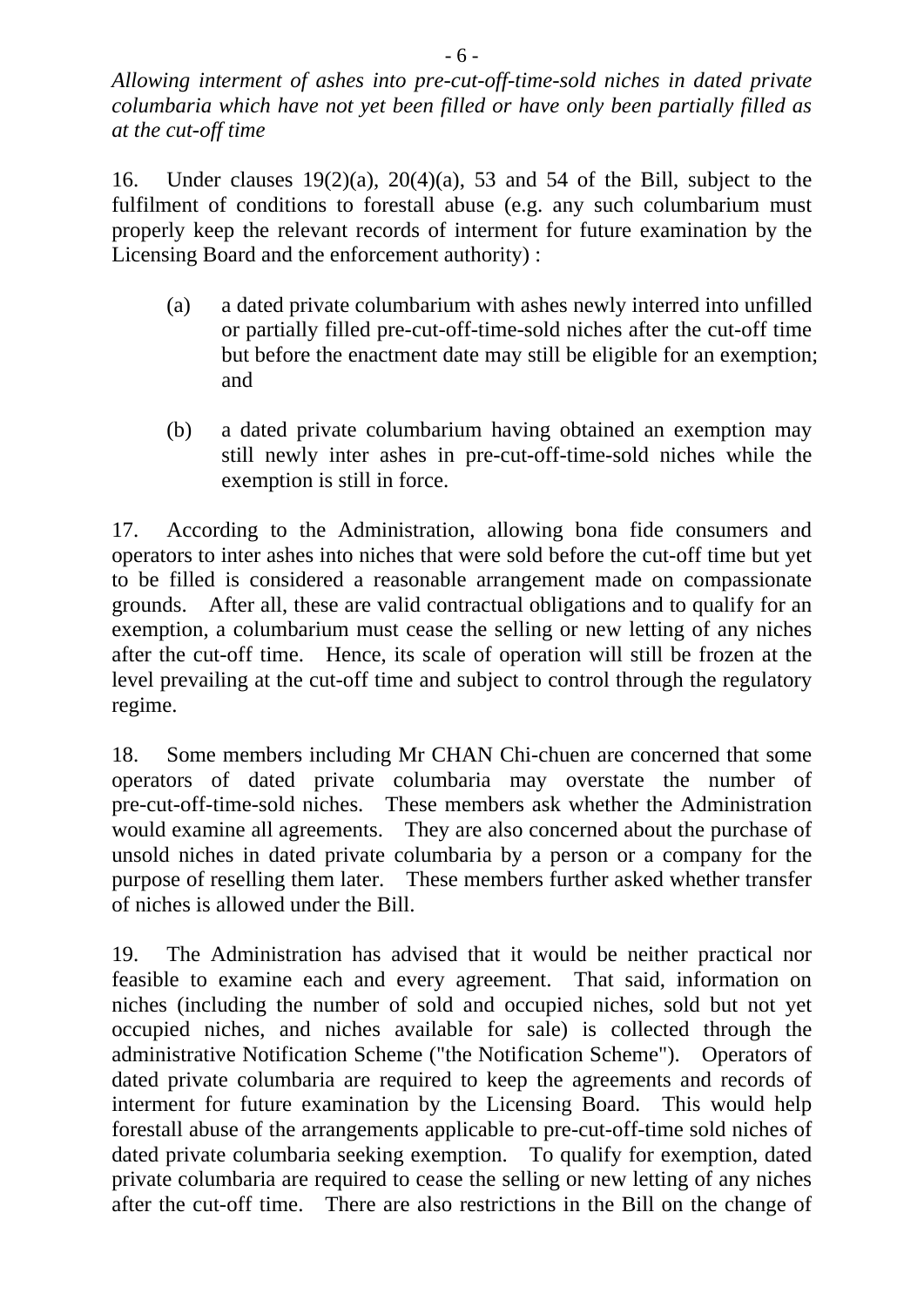*Allowing interment of ashes into pre-cut-off-time-sold niches in dated private columbaria which have not yet been filled or have only been partially filled as at the cut-off time*

16. Under clauses 19(2)(a), 20(4)(a), 53 and 54 of the Bill, subject to the fulfilment of conditions to forestall abuse (e.g. any such columbarium must properly keep the relevant records of interment for future examination by the Licensing Board and the enforcement authority) :

(a) a dated private columbarium with ashes newly interred into unfilled or partially filled pre-cut-off-time-sold niches after the cut-off time but before the enactment date may still be eligible for an exemption; and

(b) a dated private columbarium having obtained an exemption may still newly inter ashes in pre-cut-off-time-sold niches while the exemption is still in force.

17. According to the Administration, allowing bona fide consumers and operators to inter ashes into niches that were sold before the cut-off time but yet to be filled is considered a reasonable arrangement made on compassionate grounds. After all, these are valid contractual obligations and to qualify for an exemption, a columbarium must cease the selling or new letting of any niches after the cut-off time. Hence, its scale of operation will still be frozen at the level prevailing at the cut-off time and subject to control through the regulatory regime.

18. Some members including Mr CHAN Chi-chuen are concerned that some operators of dated private columbaria may overstate the number of pre-cut-off-time-sold niches. These members ask whether the Administration would examine all agreements. They are also concerned about the purchase of unsold niches in dated private columbaria by a person or a company for the purpose of reselling them later. These members further asked whether transfer of niches is allowed under the Bill.

19. The Administration has advised that it would be neither practical nor feasible to examine each and every agreement. That said, information on niches (including the number of sold and occupied niches, sold but not yet occupied niches, and niches available for sale) is collected through the administrative Notification Scheme ("the Notification Scheme"). Operators of dated private columbaria are required to keep the agreements and records of interment for future examination by the Licensing Board. This would help forestall abuse of the arrangements applicable to pre-cut-off-time sold niches of dated private columbaria seeking exemption. To qualify for exemption, dated private columbaria are required to cease the selling or new letting of any niches after the cut-off time. There are also restrictions in the Bill on the change of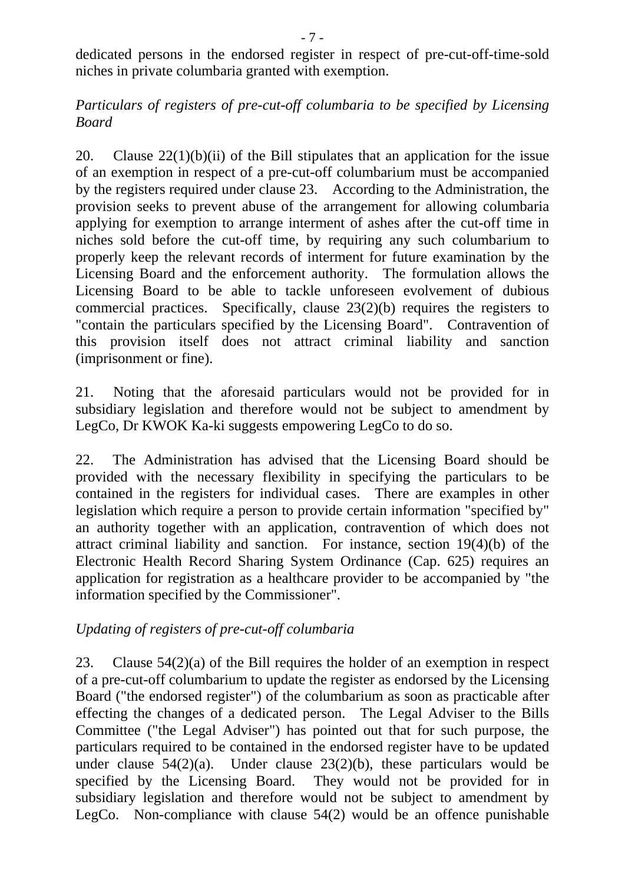dedicated persons in the endorsed register in respect of pre-cut-off-time-sold niches in private columbaria granted with exemption.

*Particulars of registers of pre-cut-off columbaria to be specified by Licensing Board*

20. Clause 22(1)(b)(ii) of the Bill stipulates that an application for the issue of an exemption in respect of a pre-cut-off columbarium must be accompanied by the registers required under clause 23. According to the Administration, the provision seeks to prevent abuse of the arrangement for allowing columbaria applying for exemption to arrange interment of ashes after the cut-off time in niches sold before the cut-off time, by requiring any such columbarium to properly keep the relevant records of interment for future examination by the Licensing Board and the enforcement authority. The formulation allows the Licensing Board to be able to tackle unforeseen evolvement of dubious commercial practices. Specifically, clause 23(2)(b) requires the registers to "contain the particulars specified by the Licensing Board". Contravention of this provision itself does not attract criminal liability and sanction (imprisonment or fine).

21. Noting that the aforesaid particulars would not be provided for in subsidiary legislation and therefore would not be subject to amendment by LegCo, Dr KWOK Ka-ki suggests empowering LegCo to do so.

22. The Administration has advised that the Licensing Board should be provided with the necessary flexibility in specifying the particulars to be contained in the registers for individual cases. There are examples in other legislation which require a person to provide certain information "specified by" an authority together with an application, contravention of which does not attract criminal liability and sanction. For instance, section 19(4)(b) of the Electronic Health Record Sharing System Ordinance (Cap. 625) requires an application for registration as a healthcare provider to be accompanied by "the information specified by the Commissioner".

*Updating of registers of pre-cut-off columbaria*

23. Clause 54(2)(a) of the Bill requires the holder of an exemption in respect of a pre-cut-off columbarium to update the register as endorsed by the Licensing Board ("the endorsed register") of the columbarium as soon as practicable after effecting the changes of a dedicated person. The Legal Adviser to the Bills Committee ("the Legal Adviser") has pointed out that for such purpose, the particulars required to be contained in the endorsed register have to be updated under clause 54(2)(a). Under clause 23(2)(b), these particulars would be specified by the Licensing Board. They would not be provided for in subsidiary legislation and therefore would not be subject to amendment by LegCo. Non-compliance with clause 54(2) would be an offence punishable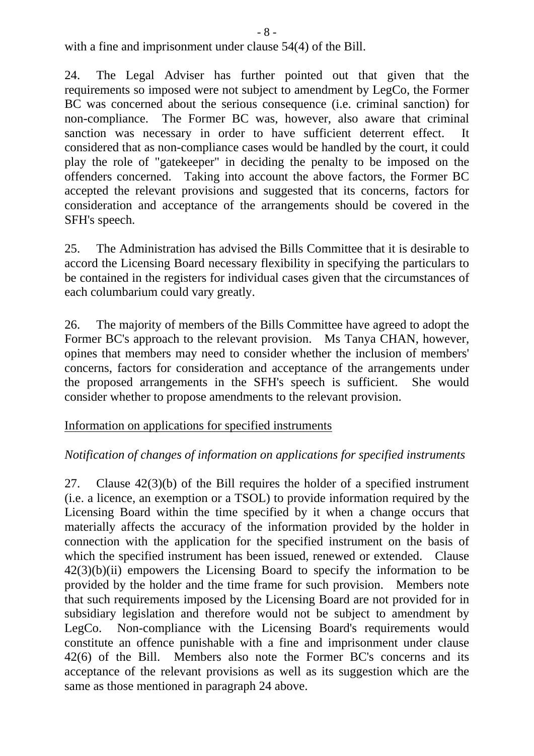with a fine and imprisonment under clause 54(4) of the Bill.

24. The Legal Adviser has further pointed out that given that the requirements so imposed were not subject to amendment by LegCo, the Former BC was concerned about the serious consequence (i.e. criminal sanction) for non-compliance. The Former BC was, however, also aware that criminal sanction was necessary in order to have sufficient deterrent effect. It considered that as non-compliance cases would be handled by the court, it could play the role of "gatekeeper" in deciding the penalty to be imposed on the offenders concerned. Taking into account the above factors, the Former BC accepted the relevant provisions and suggested that its concerns, factors for consideration and acceptance of the arrangements should be covered in the SFH's speech.

25. The Administration has advised the Bills Committee that it is desirable to accord the Licensing Board necessary flexibility in specifying the particulars to be contained in the registers for individual cases given that the circumstances of each columbarium could vary greatly.

26. The majority of members of the Bills Committee have agreed to adopt the Former BC's approach to the relevant provision. Ms Tanya CHAN, however, opines that members may need to consider whether the inclusion of members' concerns, factors for consideration and acceptance of the arrangements under the proposed arrangements in the SFH's speech is sufficient. She would consider whether to propose amendments to the relevant provision.

<u>Information on applications for specified instruments</u>

*Notification of changes of information on applications for specified instruments*

27. Clause 42(3)(b) of the Bill requires the holder of a specified instrument (i.e. a licence, an exemption or a TSOL) to provide information required by the Licensing Board within the time specified by it when a change occurs that materially affects the accuracy of the information provided by the holder in connection with the application for the specified instrument on the basis of which the specified instrument has been issued, renewed or extended. Clause 42(3)(b)(ii) empowers the Licensing Board to specify the information to be provided by the holder and the time frame for such provision. Members note that such requirements imposed by the Licensing Board are not provided for in subsidiary legislation and therefore would not be subject to amendment by LegCo. Non-compliance with the Licensing Board's requirements would constitute an offence punishable with a fine and imprisonment under clause 42(6) of the Bill. Members also note the Former BC's concerns and its acceptance of the relevant provisions as well as its suggestion which are the same as those mentioned in paragraph 24 above.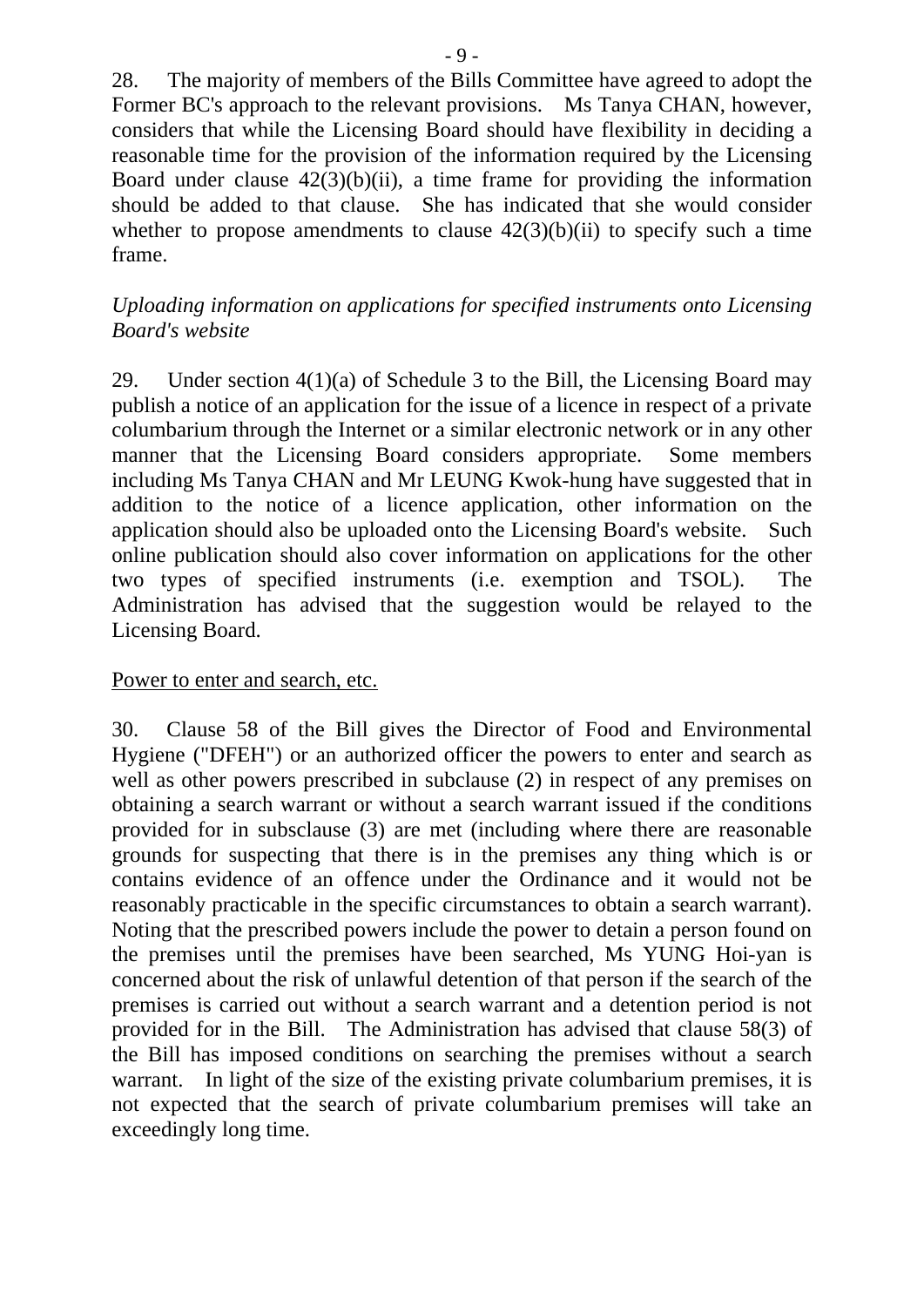28. The majority of members of the Bills Committee have agreed to adopt the Former BC's approach to the relevant provisions. Ms Tanya CHAN, however, considers that while the Licensing Board should have flexibility in deciding a reasonable time for the provision of the information required by the Licensing Board under clause 42(3)(b)(ii), a time frame for providing the information should be added to that clause. She has indicated that she would consider whether to propose amendments to clause 42(3)(b)(ii) to specify such a time frame.

*Uploading information on applications for specified instruments onto Licensing Board's website*

29. Under section 4(1)(a) of Schedule 3 to the Bill, the Licensing Board may publish a notice of an application for the issue of a licence in respect of a private columbarium through the Internet or a similar electronic network or in any other manner that the Licensing Board considers appropriate. Some members including Ms Tanya CHAN and Mr LEUNG Kwok-hung have suggested that in addition to the notice of a licence application, other information on the application should also be uploaded onto the Licensing Board's website. Such online publication should also cover information on applications for the other two types of specified instruments (i.e. exemption and TSOL). The Administration has advised that the suggestion would be relayed to the Licensing Board.

<u>Power to enter and search, etc.</u>

30. Clause 58 of the Bill gives the Director of Food and Environmental Hygiene ("DFEH") or an authorized officer the powers to enter and search as well as other powers prescribed in subclause (2) in respect of any premises on obtaining a search warrant or without a search warrant issued if the conditions provided for in subsclause (3) are met (including where there are reasonable grounds for suspecting that there is in the premises any thing which is or contains evidence of an offence under the Ordinance and it would not be reasonably practicable in the specific circumstances to obtain a search warrant). Noting that the prescribed powers include the power to detain a person found on the premises until the premises have been searched, Ms YUNG Hoi-yan is concerned about the risk of unlawful detention of that person if the search of the premises is carried out without a search warrant and a detention period is not provided for in the Bill. The Administration has advised that clause 58(3) of the Bill has imposed conditions on searching the premises without a search warrant. In light of the size of the existing private columbarium premises, it is not expected that the search of private columbarium premises will take an exceedingly long time.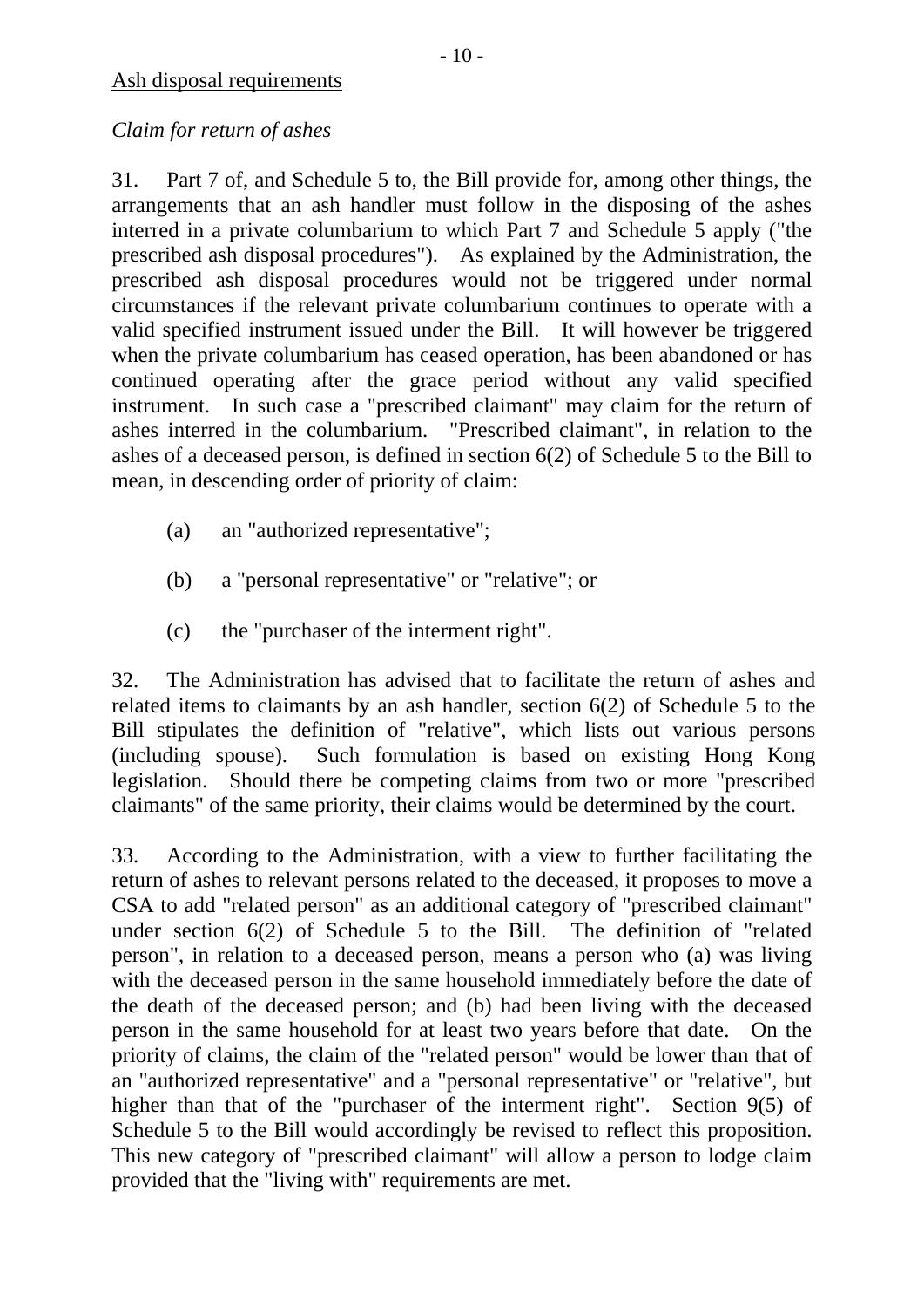<u>Ash disposal requirements</u>

*Claim for return of ashes*

31. Part 7 of, and Schedule 5 to, the Bill provide for, among other things, the arrangements that an ash handler must follow in the disposing of the ashes interred in a private columbarium to which Part 7 and Schedule 5 apply ("the prescribed ash disposal procedures"). As explained by the Administration, the prescribed ash disposal procedures would not be triggered under normal circumstances if the relevant private columbarium continues to operate with a valid specified instrument issued under the Bill. It will however be triggered when the private columbarium has ceased operation, has been abandoned or has continued operating after the grace period without any valid specified instrument. In such case a "prescribed claimant" may claim for the return of ashes interred in the columbarium. "Prescribed claimant", in relation to the ashes of a deceased person, is defined in section 6(2) of Schedule 5 to the Bill to mean, in descending order of priority of claim:

(a) an "authorized representative";

(b) a "personal representative" or "relative"; or

(c) the "purchaser of the interment right".

32. The Administration has advised that to facilitate the return of ashes and related items to claimants by an ash handler, section 6(2) of Schedule 5 to the Bill stipulates the definition of "relative", which lists out various persons (including spouse). Such formulation is based on existing Hong Kong legislation. Should there be competing claims from two or more "prescribed claimants" of the same priority, their claims would be determined by the court.

33. According to the Administration, with a view to further facilitating the return of ashes to relevant persons related to the deceased, it proposes to move a CSA to add "related person" as an additional category of "prescribed claimant" under section 6(2) of Schedule 5 to the Bill. The definition of "related person", in relation to a deceased person, means a person who (a) was living with the deceased person in the same household immediately before the date of the death of the deceased person; and (b) had been living with the deceased person in the same household for at least two years before that date. On the priority of claims, the claim of the "related person" would be lower than that of an "authorized representative" and a "personal representative" or "relative", but higher than that of the "purchaser of the interment right". Section 9(5) of Schedule 5 to the Bill would accordingly be revised to reflect this proposition. This new category of "prescribed claimant" will allow a person to lodge claim provided that the "living with" requirements are met.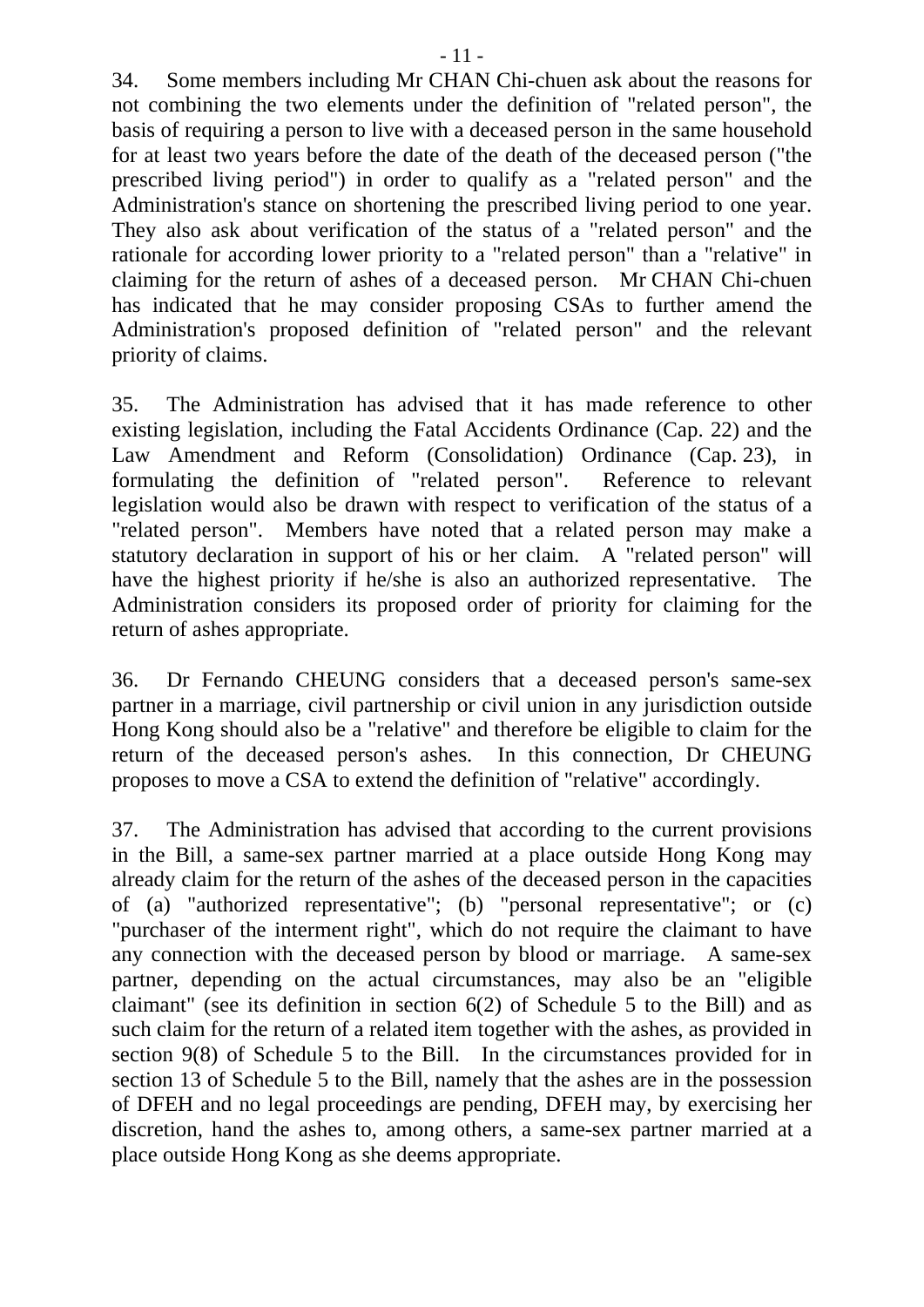34. Some members including Mr CHAN Chi-chuen ask about the reasons for not combining the two elements under the definition of "related person", the basis of requiring a person to live with a deceased person in the same household for at least two years before the date of the death of the deceased person ("the prescribed living period") in order to qualify as a "related person" and the Administration's stance on shortening the prescribed living period to one year. They also ask about verification of the status of a "related person" and the rationale for according lower priority to a "related person" than a "relative" in claiming for the return of ashes of a deceased person. Mr CHAN Chi-chuen has indicated that he may consider proposing CSAs to further amend the Administration's proposed definition of "related person" and the relevant priority of claims.

35. The Administration has advised that it has made reference to other existing legislation, including the Fatal Accidents Ordinance (Cap. 22) and the Law Amendment and Reform (Consolidation) Ordinance (Cap. 23), in formulating the definition of "related person". Reference to relevant legislation would also be drawn with respect to verification of the status of a "related person". Members have noted that a related person may make a statutory declaration in support of his or her claim. A "related person" will have the highest priority if he/she is also an authorized representative. The Administration considers its proposed order of priority for claiming for the return of ashes appropriate.

36. Dr Fernando CHEUNG considers that a deceased person's same-sex partner in a marriage, civil partnership or civil union in any jurisdiction outside Hong Kong should also be a "relative" and therefore be eligible to claim for the return of the deceased person's ashes. In this connection, Dr CHEUNG proposes to move a CSA to extend the definition of "relative" accordingly.

37. The Administration has advised that according to the current provisions in the Bill, a same-sex partner married at a place outside Hong Kong may already claim for the return of the ashes of the deceased person in the capacities of (a) "authorized representative"; (b) "personal representative"; or (c) "purchaser of the interment right", which do not require the claimant to have any connection with the deceased person by blood or marriage. A same-sex partner, depending on the actual circumstances, may also be an "eligible claimant" (see its definition in section 6(2) of Schedule 5 to the Bill) and as such claim for the return of a related item together with the ashes, as provided in section 9(8) of Schedule 5 to the Bill. In the circumstances provided for in section 13 of Schedule 5 to the Bill, namely that the ashes are in the possession of DFEH and no legal proceedings are pending, DFEH may, by exercising her discretion, hand the ashes to, among others, a same-sex partner married at a place outside Hong Kong as she deems appropriate.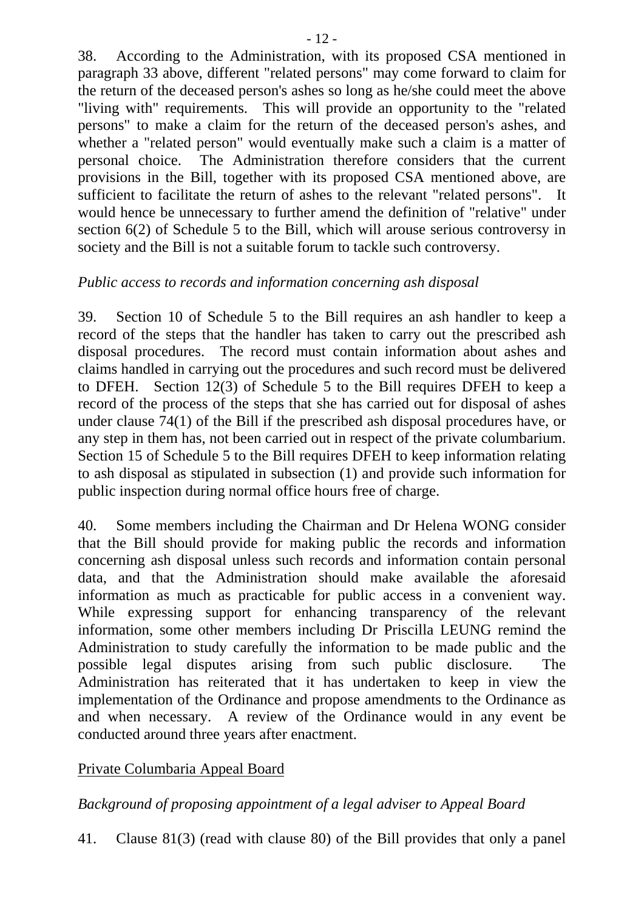38. According to the Administration, with its proposed CSA mentioned in paragraph 33 above, different "related persons" may come forward to claim for the return of the deceased person's ashes so long as he/she could meet the above "living with" requirements. This will provide an opportunity to the "related persons" to make a claim for the return of the deceased person's ashes, and whether a "related person" would eventually make such a claim is a matter of personal choice. The Administration therefore considers that the current provisions in the Bill, together with its proposed CSA mentioned above, are sufficient to facilitate the return of ashes to the relevant "related persons". It would hence be unnecessary to further amend the definition of "relative" under section 6(2) of Schedule 5 to the Bill, which will arouse serious controversy in society and the Bill is not a suitable forum to tackle such controversy.

*Public access to records and information concerning ash disposal*

39. Section 10 of Schedule 5 to the Bill requires an ash handler to keep a record of the steps that the handler has taken to carry out the prescribed ash disposal procedures. The record must contain information about ashes and claims handled in carrying out the procedures and such record must be delivered to DFEH. Section 12(3) of Schedule 5 to the Bill requires DFEH to keep a record of the process of the steps that she has carried out for disposal of ashes under clause 74(1) of the Bill if the prescribed ash disposal procedures have, or any step in them has, not been carried out in respect of the private columbarium. Section 15 of Schedule 5 to the Bill requires DFEH to keep information relating to ash disposal as stipulated in subsection (1) and provide such information for public inspection during normal office hours free of charge.

40. Some members including the Chairman and Dr Helena WONG consider that the Bill should provide for making public the records and information concerning ash disposal unless such records and information contain personal data, and that the Administration should make available the aforesaid information as much as practicable for public access in a convenient way. While expressing support for enhancing transparency of the relevant information, some other members including Dr Priscilla LEUNG remind the Administration to study carefully the information to be made public and the possible legal disputes arising from such public disclosure. The Administration has reiterated that it has undertaken to keep in view the implementation of the Ordinance and propose amendments to the Ordinance as and when necessary. A review of the Ordinance would in any event be conducted around three years after enactment.

## Private Columbaria Appeal Board

*Background of proposing appointment of a legal adviser to Appeal Board*

41. Clause 81(3) (read with clause 80) of the Bill provides that only a panel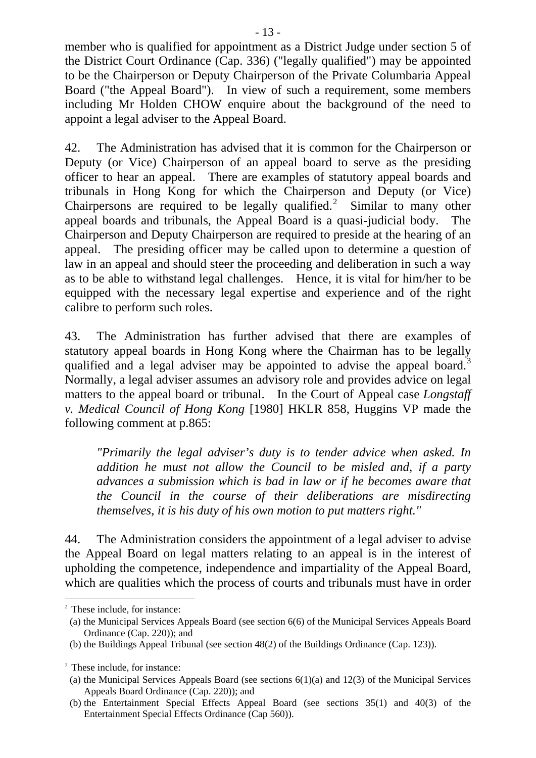member who is qualified for appointment as a District Judge under section 5 of the District Court Ordinance (Cap. 336) ("legally qualified") may be appointed to be the Chairperson or Deputy Chairperson of the Private Columbaria Appeal Board ("the Appeal Board"). In view of such a requirement, some members including Mr Holden CHOW enquire about the background of the need to appoint a legal adviser to the Appeal Board.

42. The Administration has advised that it is common for the Chairperson or Deputy (or Vice) Chairperson of an appeal board to serve as the presiding officer to hear an appeal. There are examples of statutory appeal boards and tribunals in Hong Kong for which the Chairperson and Deputy (or Vice) Chairpersons are required to be legally qualified.[2] Similar to many other appeal boards and tribunals, the Appeal Board is a quasi-judicial body. The Chairperson and Deputy Chairperson are required to preside at the hearing of an appeal. The presiding officer may be called upon to determine a question of law in an appeal and should steer the proceeding and deliberation in such a way as to be able to withstand legal challenges. Hence, it is vital for him/her to be equipped with the necessary legal expertise and experience and of the right calibre to perform such roles.

43. The Administration has further advised that there are examples of statutory appeal boards in Hong Kong where the Chairman has to be legally qualified and a legal adviser may be appointed to advise the appeal board.[3] Normally, a legal adviser assumes an advisory role and provides advice on legal matters to the appeal board or tribunal. In the Court of Appeal case *Longstaff v. Medical Council of Hong Kong* [1980] HKLR 858, Huggins VP made the following comment at p.865:

> *"Primarily the legal adviser's duty is to tender advice when asked. In addition he must not allow the Council to be misled and, if a party advances a submission which is bad in law or if he becomes aware that the Council in the course of their deliberations are misdirecting themselves, it is his duty of his own motion to put matters right."*

44. The Administration considers the appointment of a legal adviser to advise the Appeal Board on legal matters relating to an appeal is in the interest of upholding the competence, independence and impartiality of the Appeal Board, which are qualities which the process of courts and tribunals must have in order

---

[2] These include, for instance:
(a) the Municipal Services Appeals Board (see section 6(6) of the Municipal Services Appeals Board Ordinance (Cap. 220)); and
(b) the Buildings Appeal Tribunal (see section 48(2) of the Buildings Ordinance (Cap. 123)).

[3] These include, for instance:
(a) the Municipal Services Appeals Board (see sections 6(1)(a) and 12(3) of the Municipal Services Appeals Board Ordinance (Cap. 220)); and
(b) the Entertainment Special Effects Appeal Board (see sections 35(1) and 40(3) of the Entertainment Special Effects Ordinance (Cap 560)).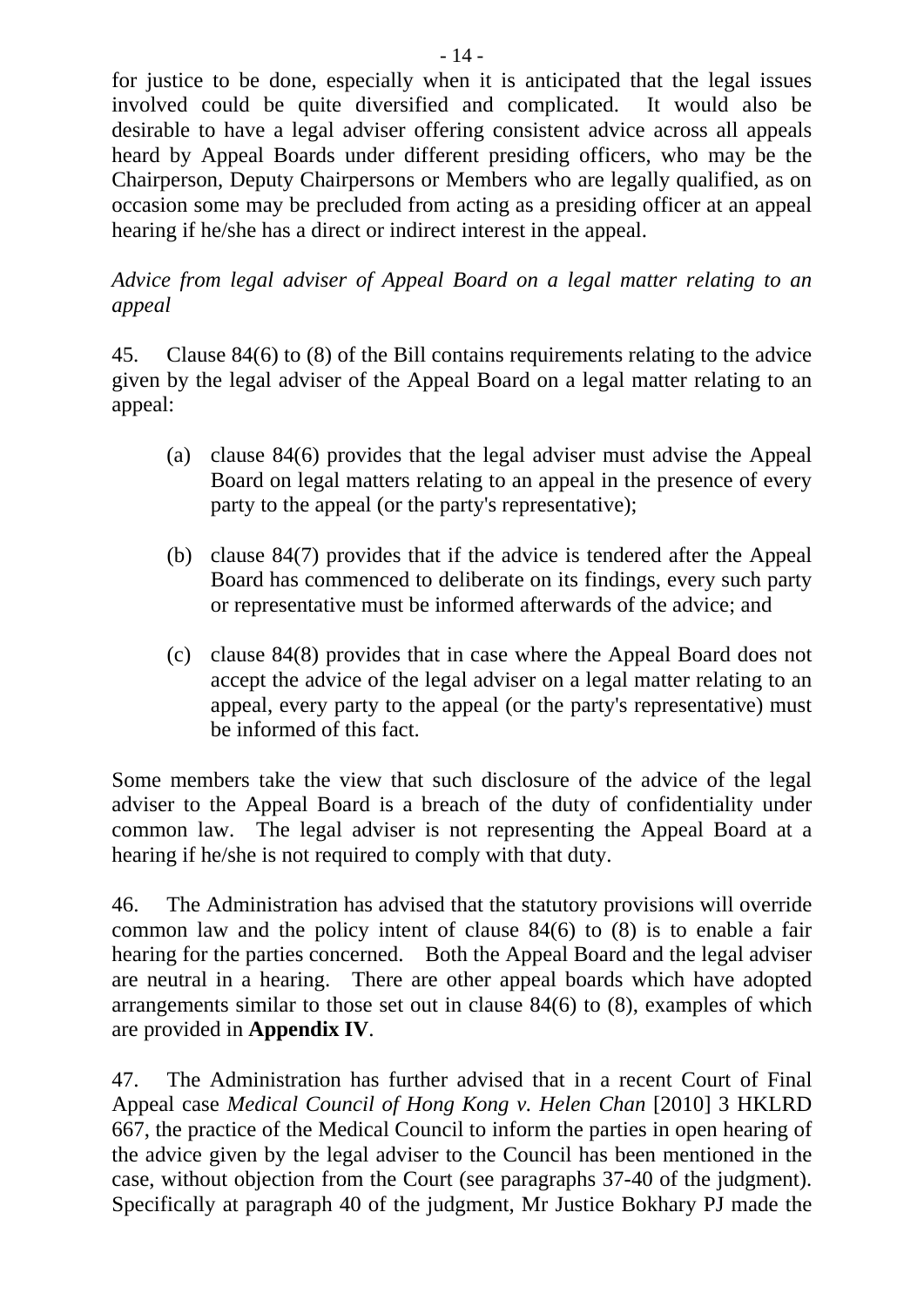for justice to be done, especially when it is anticipated that the legal issues involved could be quite diversified and complicated. It would also be desirable to have a legal adviser offering consistent advice across all appeals heard by Appeal Boards under different presiding officers, who may be the Chairperson, Deputy Chairpersons or Members who are legally qualified, as on occasion some may be precluded from acting as a presiding officer at an appeal hearing if he/she has a direct or indirect interest in the appeal.

*Advice from legal adviser of Appeal Board on a legal matter relating to an appeal*

45. Clause 84(6) to (8) of the Bill contains requirements relating to the advice given by the legal adviser of the Appeal Board on a legal matter relating to an appeal:

(a) clause 84(6) provides that the legal adviser must advise the Appeal Board on legal matters relating to an appeal in the presence of every party to the appeal (or the party's representative);

(b) clause 84(7) provides that if the advice is tendered after the Appeal Board has commenced to deliberate on its findings, every such party or representative must be informed afterwards of the advice; and

(c) clause 84(8) provides that in case where the Appeal Board does not accept the advice of the legal adviser on a legal matter relating to an appeal, every party to the appeal (or the party's representative) must be informed of this fact.

Some members take the view that such disclosure of the advice of the legal adviser to the Appeal Board is a breach of the duty of confidentiality under common law. The legal adviser is not representing the Appeal Board at a hearing if he/she is not required to comply with that duty.

46. The Administration has advised that the statutory provisions will override common law and the policy intent of clause 84(6) to (8) is to enable a fair hearing for the parties concerned. Both the Appeal Board and the legal adviser are neutral in a hearing. There are other appeal boards which have adopted arrangements similar to those set out in clause 84(6) to (8), examples of which are provided in **Appendix IV**.

47. The Administration has further advised that in a recent Court of Final Appeal case *Medical Council of Hong Kong v. Helen Chan* [2010] 3 HKLRD 667, the practice of the Medical Council to inform the parties in open hearing of the advice given by the legal adviser to the Council has been mentioned in the case, without objection from the Court (see paragraphs 37-40 of the judgment). Specifically at paragraph 40 of the judgment, Mr Justice Bokhary PJ made the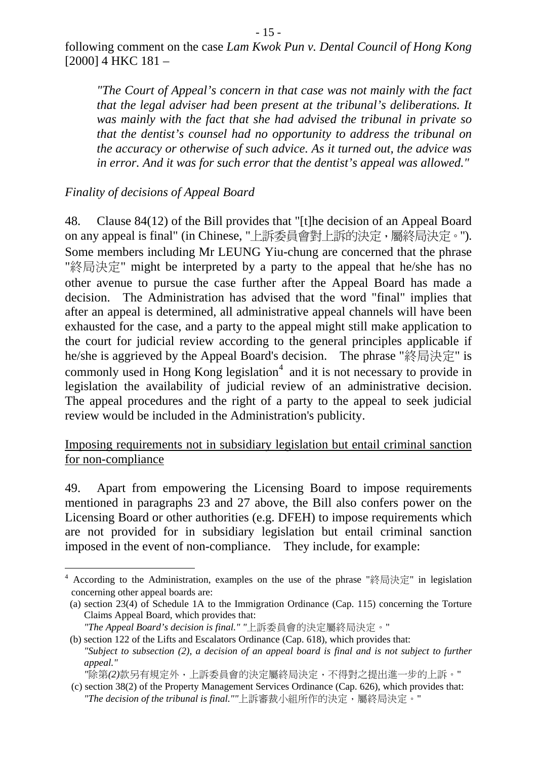following comment on the case *Lam Kwok Pun v. Dental Council of Hong Kong* [2000] 4 HKC 181 –

> *"The Court of Appeal's concern in that case was not mainly with the fact that the legal adviser had been present at the tribunal's deliberations. It was mainly with the fact that she had advised the tribunal in private so that the dentist's counsel had no opportunity to address the tribunal on the accuracy or otherwise of such advice. As it turned out, the advice was in error. And it was for such error that the dentist's appeal was allowed."*

*Finality of decisions of Appeal Board*

48. Clause 84(12) of the Bill provides that "[t]he decision of an Appeal Board on any appeal is final" (in Chinese, "上訴委員會對上訴的決定，屬終局決定。"). Some members including Mr LEUNG Yiu-chung are concerned that the phrase "終局決定" might be interpreted by a party to the appeal that he/she has no other avenue to pursue the case further after the Appeal Board has made a decision. The Administration has advised that the word "final" implies that after an appeal is determined, all administrative appeal channels will have been exhausted for the case, and a party to the appeal might still make application to the court for judicial review according to the general principles applicable if he/she is aggrieved by the Appeal Board's decision. The phrase "終局決定" is commonly used in Hong Kong legislation[4] and it is not necessary to provide in legislation the availability of judicial review of an administrative decision. The appeal procedures and the right of a party to the appeal to seek judicial review would be included in the Administration's publicity.

<u>Imposing requirements not in subsidiary legislation but entail criminal sanction for non-compliance</u>

49. Apart from empowering the Licensing Board to impose requirements mentioned in paragraphs 23 and 27 above, the Bill also confers power on the Licensing Board or other authorities (e.g. DFEH) to impose requirements which are not provided for in subsidiary legislation but entail criminal sanction imposed in the event of non-compliance. They include, for example:

---

[4] According to the Administration, examples on the use of the phrase "終局決定" in legislation concerning other appeal boards are:

(a) section 23(4) of Schedule 1A to the Immigration Ordinance (Cap. 115) concerning the Torture Claims Appeal Board, which provides that:
*"The Appeal Board's decision is final."* "上訴委員會的決定屬終局決定。"

(b) section 122 of the Lifts and Escalators Ordinance (Cap. 618), which provides that:
*"Subject to subsection (2), a decision of an appeal board is final and is not subject to further appeal."*
"除第*(2)*款另有規定外，上訴委員會的決定屬終局決定，不得對之提出進一步的上訴。"

(c) section 38(2) of the Property Management Services Ordinance (Cap. 626), which provides that:
*"The decision of the tribunal is final.""*上訴審裁小組所作的決定，屬終局決定。"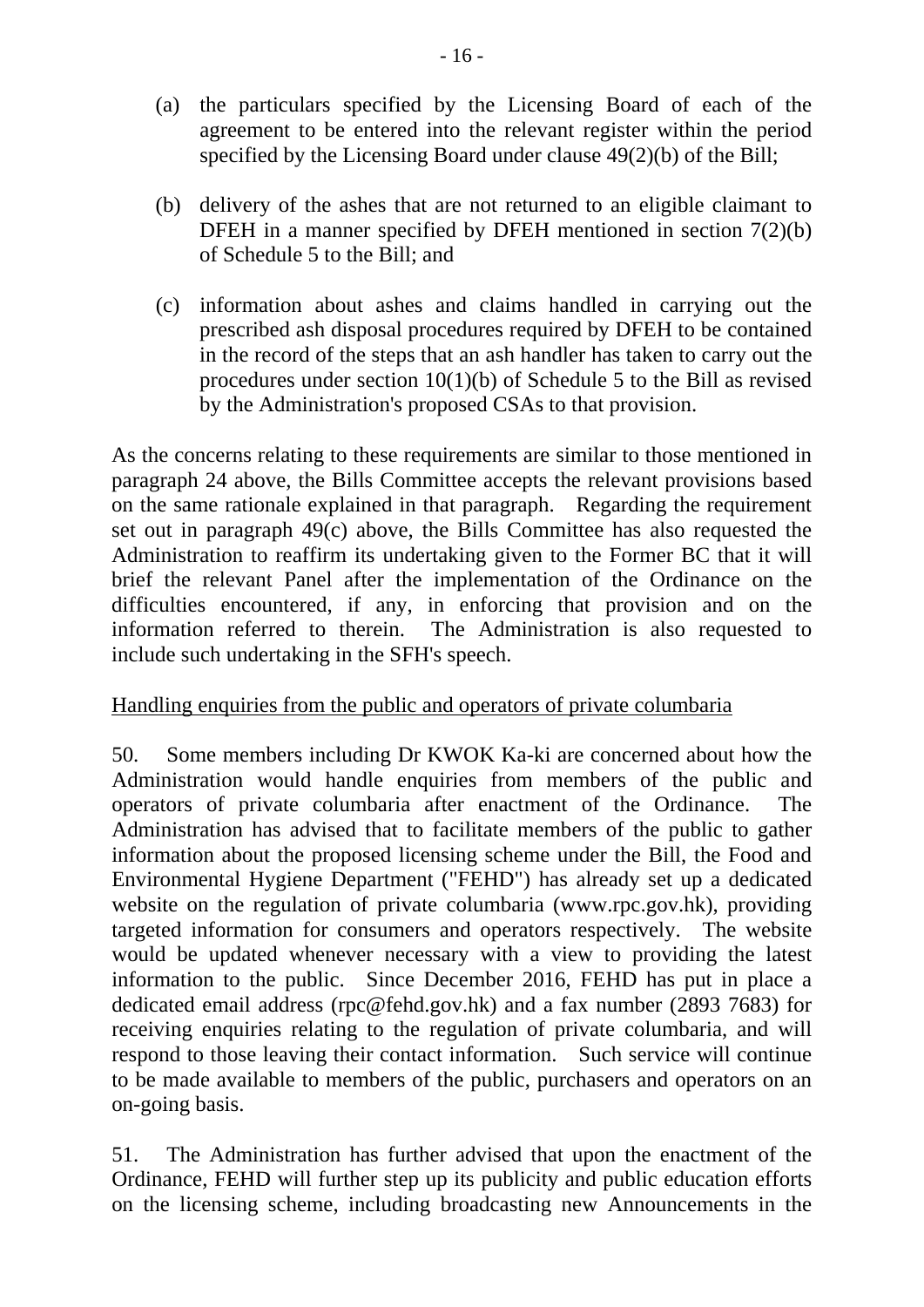(a) the particulars specified by the Licensing Board of each of the agreement to be entered into the relevant register within the period specified by the Licensing Board under clause 49(2)(b) of the Bill;

(b) delivery of the ashes that are not returned to an eligible claimant to DFEH in a manner specified by DFEH mentioned in section 7(2)(b) of Schedule 5 to the Bill; and

(c) information about ashes and claims handled in carrying out the prescribed ash disposal procedures required by DFEH to be contained in the record of the steps that an ash handler has taken to carry out the procedures under section 10(1)(b) of Schedule 5 to the Bill as revised by the Administration's proposed CSAs to that provision.

As the concerns relating to these requirements are similar to those mentioned in paragraph 24 above, the Bills Committee accepts the relevant provisions based on the same rationale explained in that paragraph. Regarding the requirement set out in paragraph 49(c) above, the Bills Committee has also requested the Administration to reaffirm its undertaking given to the Former BC that it will brief the relevant Panel after the implementation of the Ordinance on the difficulties encountered, if any, in enforcing that provision and on the information referred to therein. The Administration is also requested to include such undertaking in the SFH's speech.

<u>Handling enquiries from the public and operators of private columbaria</u>

50. Some members including Dr KWOK Ka-ki are concerned about how the Administration would handle enquiries from members of the public and operators of private columbaria after enactment of the Ordinance. The Administration has advised that to facilitate members of the public to gather information about the proposed licensing scheme under the Bill, the Food and Environmental Hygiene Department ("FEHD") has already set up a dedicated website on the regulation of private columbaria (www.rpc.gov.hk), providing targeted information for consumers and operators respectively. The website would be updated whenever necessary with a view to providing the latest information to the public. Since December 2016, FEHD has put in place a dedicated email address (rpc@fehd.gov.hk) and a fax number (2893 7683) for receiving enquiries relating to the regulation of private columbaria, and will respond to those leaving their contact information. Such service will continue to be made available to members of the public, purchasers and operators on an on-going basis.

51. The Administration has further advised that upon the enactment of the Ordinance, FEHD will further step up its publicity and public education efforts on the licensing scheme, including broadcasting new Announcements in the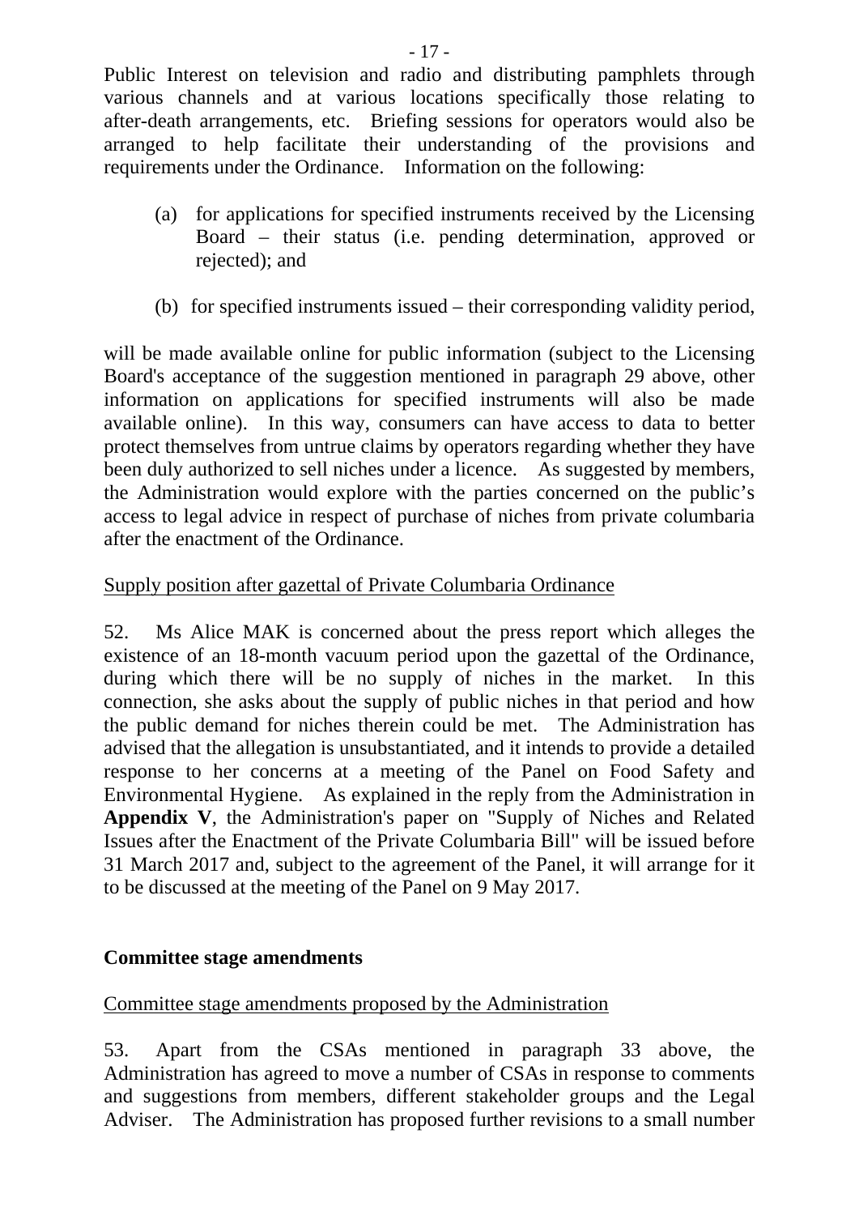Public Interest on television and radio and distributing pamphlets through various channels and at various locations specifically those relating to after-death arrangements, etc. Briefing sessions for operators would also be arranged to help facilitate their understanding of the provisions and requirements under the Ordinance. Information on the following:

(a) for applications for specified instruments received by the Licensing Board – their status (i.e. pending determination, approved or rejected); and

(b) for specified instruments issued – their corresponding validity period,

will be made available online for public information (subject to the Licensing Board's acceptance of the suggestion mentioned in paragraph 29 above, other information on applications for specified instruments will also be made available online). In this way, consumers can have access to data to better protect themselves from untrue claims by operators regarding whether they have been duly authorized to sell niches under a licence. As suggested by members, the Administration would explore with the parties concerned on the public's access to legal advice in respect of purchase of niches from private columbaria after the enactment of the Ordinance.

<u>Supply position after gazettal of Private Columbaria Ordinance</u>

52. Ms Alice MAK is concerned about the press report which alleges the existence of an 18-month vacuum period upon the gazettal of the Ordinance, during which there will be no supply of niches in the market. In this connection, she asks about the supply of public niches in that period and how the public demand for niches therein could be met. The Administration has advised that the allegation is unsubstantiated, and it intends to provide a detailed response to her concerns at a meeting of the Panel on Food Safety and Environmental Hygiene. As explained in the reply from the Administration in **Appendix V**, the Administration's paper on "Supply of Niches and Related Issues after the Enactment of the Private Columbaria Bill" will be issued before 31 March 2017 and, subject to the agreement of the Panel, it will arrange for it to be discussed at the meeting of the Panel on 9 May 2017.

**Committee stage amendments**

<u>Committee stage amendments proposed by the Administration</u>

53. Apart from the CSAs mentioned in paragraph 33 above, the Administration has agreed to move a number of CSAs in response to comments and suggestions from members, different stakeholder groups and the Legal Adviser. The Administration has proposed further revisions to a small number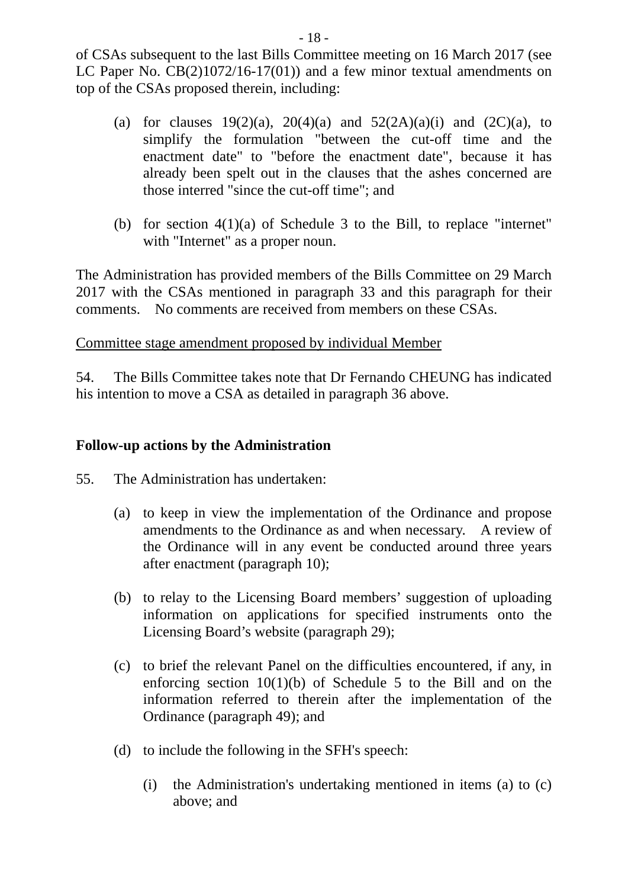of CSAs subsequent to the last Bills Committee meeting on 16 March 2017 (see LC Paper No. CB(2)1072/16-17(01)) and a few minor textual amendments on top of the CSAs proposed therein, including:

(a) for clauses 19(2)(a), 20(4)(a) and 52(2A)(a)(i) and (2C)(a), to simplify the formulation "between the cut-off time and the enactment date" to "before the enactment date", because it has already been spelt out in the clauses that the ashes concerned are those interred "since the cut-off time"; and

(b) for section 4(1)(a) of Schedule 3 to the Bill, to replace "internet" with "Internet" as a proper noun.

The Administration has provided members of the Bills Committee on 29 March 2017 with the CSAs mentioned in paragraph 33 and this paragraph for their comments. No comments are received from members on these CSAs.

<u>Committee stage amendment proposed by individual Member</u>

54. The Bills Committee takes note that Dr Fernando CHEUNG has indicated his intention to move a CSA as detailed in paragraph 36 above.

**Follow-up actions by the Administration**

55. The Administration has undertaken:

(a) to keep in view the implementation of the Ordinance and propose amendments to the Ordinance as and when necessary. A review of the Ordinance will in any event be conducted around three years after enactment (paragraph 10);

(b) to relay to the Licensing Board members' suggestion of uploading information on applications for specified instruments onto the Licensing Board's website (paragraph 29);

(c) to brief the relevant Panel on the difficulties encountered, if any, in enforcing section 10(1)(b) of Schedule 5 to the Bill and on the information referred to therein after the implementation of the Ordinance (paragraph 49); and

(d) to include the following in the SFH's speech:

(i) the Administration's undertaking mentioned in items (a) to (c) above; and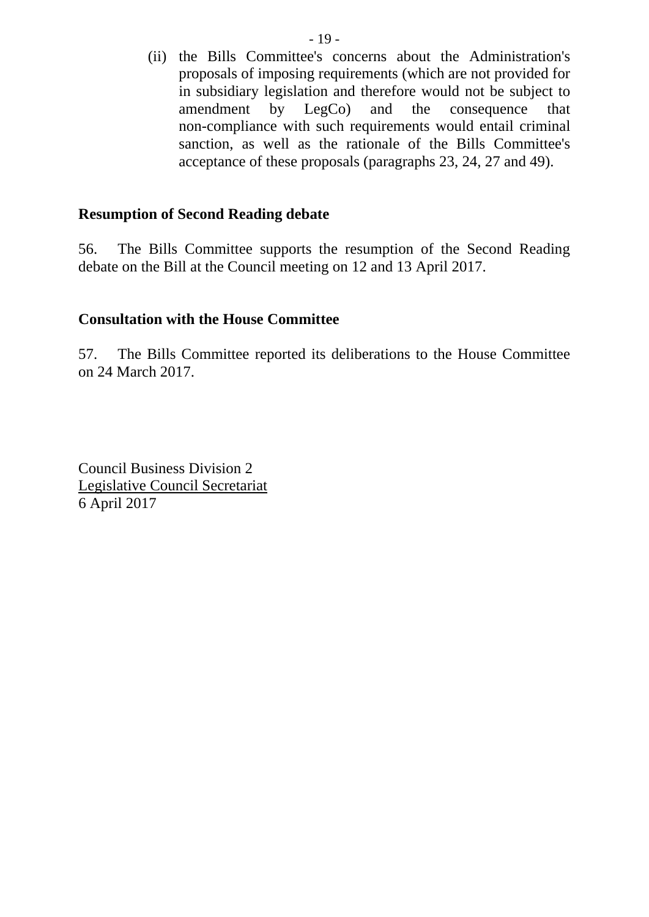(ii) the Bills Committee's concerns about the Administration's proposals of imposing requirements (which are not provided for in subsidiary legislation and therefore would not be subject to amendment by LegCo) and the consequence that non-compliance with such requirements would entail criminal sanction, as well as the rationale of the Bills Committee's acceptance of these proposals (paragraphs 23, 24, 27 and 49).

**Resumption of Second Reading debate**

56. The Bills Committee supports the resumption of the Second Reading debate on the Bill at the Council meeting on 12 and 13 April 2017.

**Consultation with the House Committee**

57. The Bills Committee reported its deliberations to the House Committee on 24 March 2017.

Council Business Division 2
Legislative Council Secretariat
6 April 2017